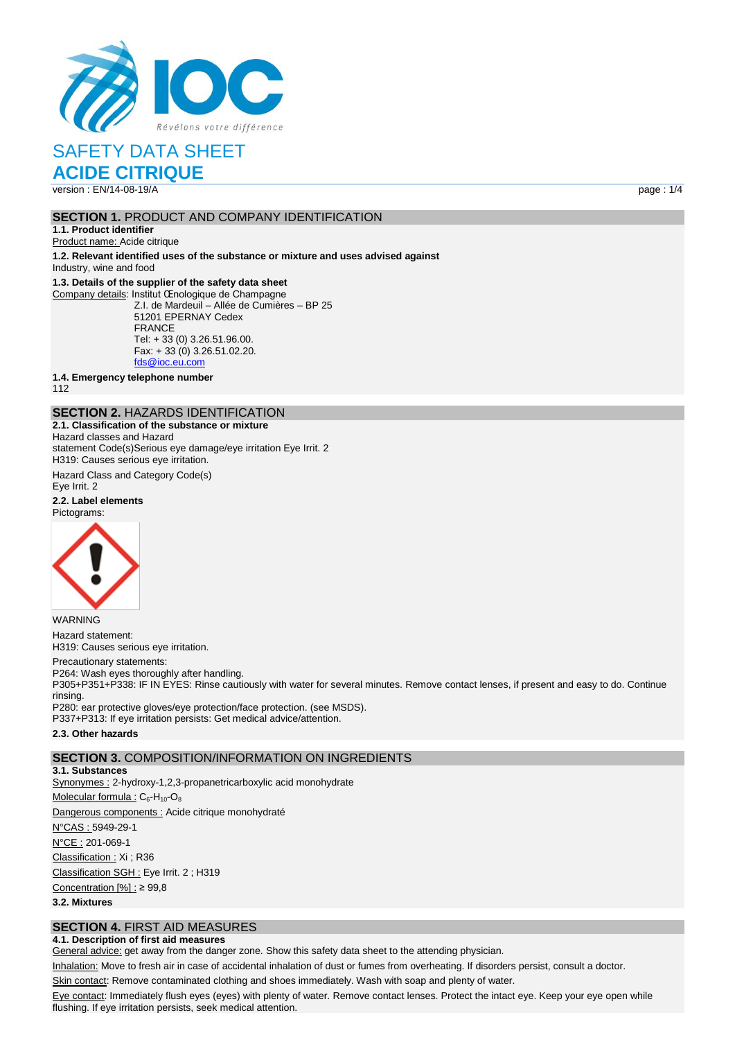# SAFETY DATA SHEET

# ACIDE CITRIQUE

version : EN/14-08-19/A

## SECTION 1. PRODUCT AND COMPANY IDENTIFICATION

**1.1. Product identifier**

Product name: Acide citrique

**1.2. Relevant identified uses of the substance or mixture and uses advised against**

Industry, wine and food

**1.3. Details of the supplier of the safety data sheet**

Company details: Institut Œnologique de Champagne
Z.I. de Mardeuil – Allée de Cumières – BP 25
51201 EPERNAY Cedex
FRANCE
Tel: + 33 (0) 3.26.51.96.00.
Fax: + 33 (0) 3.26.51.02.20.
fds@ioc.eu.com

**1.4. Emergency telephone number**

112

## SECTION 2. HAZARDS IDENTIFICATION

**2.1. Classification of the substance or mixture**

Hazard classes and Hazard statement Code(s)Serious eye damage/eye irritation Eye Irrit. 2
H319: Causes serious eye irritation.

Hazard Class and Category Code(s)
Eye Irrit. 2

**2.2. Label elements**

Pictograms:

WARNING

Hazard statement:
H319: Causes serious eye irritation.

Precautionary statements:
P264: Wash eyes thoroughly after handling.
P305+P351+P338: IF IN EYES: Rinse cautiously with water for several minutes. Remove contact lenses, if present and easy to do. Continue rinsing.
P280: ear protective gloves/eye protection/face protection. (see MSDS).
P337+P313: If eye irritation persists: Get medical advice/attention.

**2.3. Other hazards**

## SECTION 3. COMPOSITION/INFORMATION ON INGREDIENTS

**3.1. Substances**

Synonymes : 2-hydroxy-1,2,3-propanetricarboxylic acid monohydrate

Molecular formula : $C_6$-$H_{10}$-$O_8$

Dangerous components : Acide citrique monohydraté

N°CAS : 5949-29-1

N°CE : 201-069-1

Classification : Xi ; R36

Classification SGH : Eye Irrit. 2 ; H319

Concentration [%] : ≥ 99,8

**3.2. Mixtures**

## SECTION 4. FIRST AID MEASURES

**4.1. Description of first aid measures**

General advice: get away from the danger zone. Show this safety data sheet to the attending physician.

Inhalation: Move to fresh air in case of accidental inhalation of dust or fumes from overheating. If disorders persist, consult a doctor.

Skin contact: Remove contaminated clothing and shoes immediately. Wash with soap and plenty of water.

Eye contact: Immediately flush eyes (eyes) with plenty of water. Remove contact lenses. Protect the intact eye. Keep your eye open while flushing. If eye irritation persists, seek medical attention.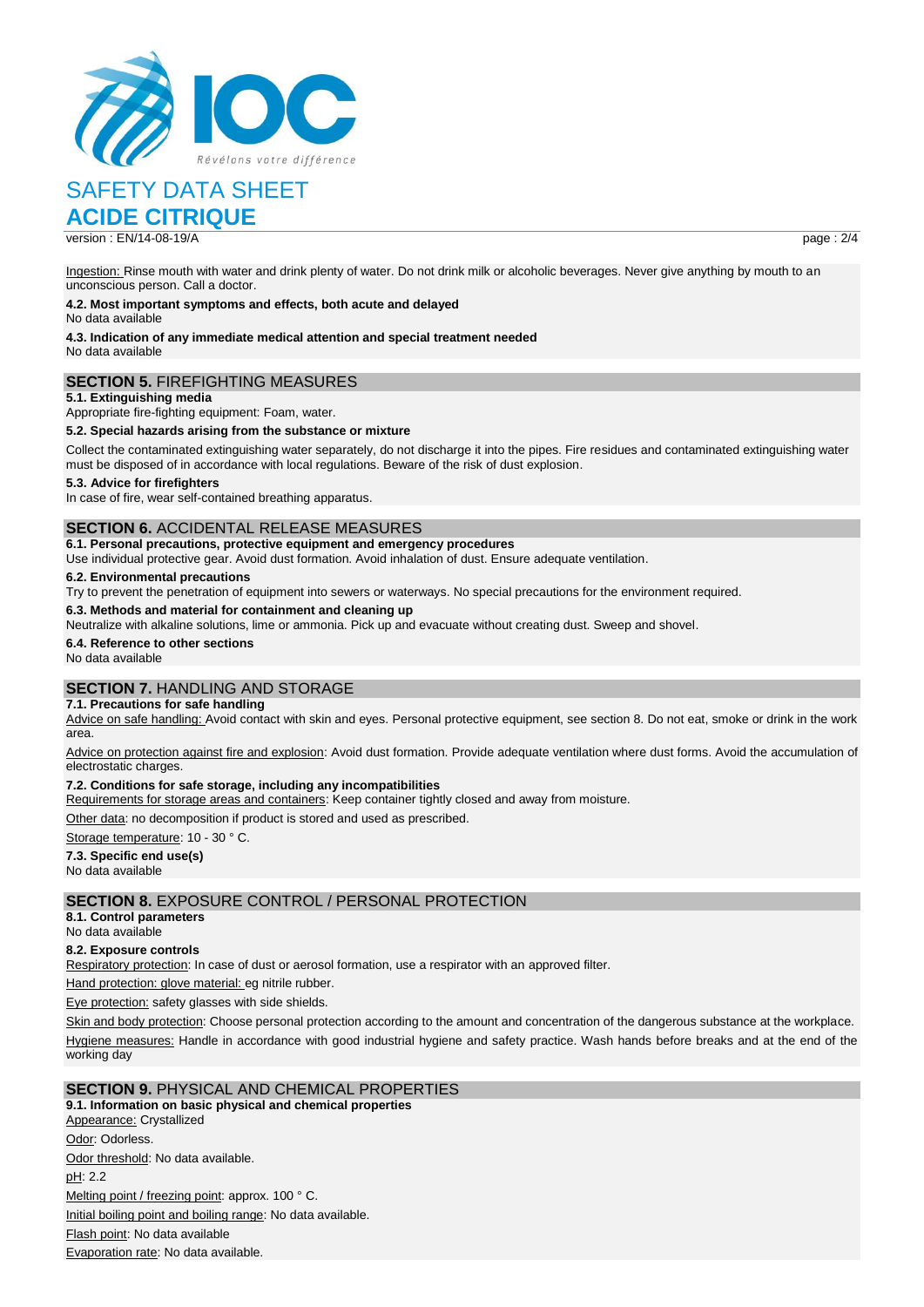Ingestion: Rinse mouth with water and drink plenty of water. Do not drink milk or alcoholic beverages. Never give anything by mouth to an unconscious person. Call a doctor.

**4.2. Most important symptoms and effects, both acute and delayed**
No data available

**4.3. Indication of any immediate medical attention and special treatment needed**
No data available

## SECTION 5. FIREFIGHTING MEASURES

**5.1. Extinguishing media**
Appropriate fire-fighting equipment: Foam, water.

**5.2. Special hazards arising from the substance or mixture**
Collect the contaminated extinguishing water separately, do not discharge it into the pipes. Fire residues and contaminated extinguishing water must be disposed of in accordance with local regulations. Beware of the risk of dust explosion.

**5.3. Advice for firefighters**
In case of fire, wear self-contained breathing apparatus.

## SECTION 6. ACCIDENTAL RELEASE MEASURES

**6.1. Personal precautions, protective equipment and emergency procedures**
Use individual protective gear. Avoid dust formation. Avoid inhalation of dust. Ensure adequate ventilation.

**6.2. Environmental precautions**
Try to prevent the penetration of equipment into sewers or waterways. No special precautions for the environment required.

**6.3. Methods and material for containment and cleaning up**
Neutralize with alkaline solutions, lime or ammonia. Pick up and evacuate without creating dust. Sweep and shovel.

**6.4. Reference to other sections**
No data available

## SECTION 7. HANDLING AND STORAGE

**7.1. Precautions for safe handling**
Advice on safe handling: Avoid contact with skin and eyes. Personal protective equipment, see section 8. Do not eat, smoke or drink in the work area.

Advice on protection against fire and explosion: Avoid dust formation. Provide adequate ventilation where dust forms. Avoid the accumulation of electrostatic charges.

**7.2. Conditions for safe storage, including any incompatibilities**
Requirements for storage areas and containers: Keep container tightly closed and away from moisture.

Other data: no decomposition if product is stored and used as prescribed.

Storage temperature: 10 - 30 ° C.

**7.3. Specific end use(s)**
No data available

## SECTION 8. EXPOSURE CONTROL / PERSONAL PROTECTION

**8.1. Control parameters**
No data available

**8.2. Exposure controls**
Respiratory protection: In case of dust or aerosol formation, use a respirator with an approved filter.

Hand protection: glove material: eg nitrile rubber.

Eye protection: safety glasses with side shields.

Skin and body protection: Choose personal protection according to the amount and concentration of the dangerous substance at the workplace.

Hygiene measures: Handle in accordance with good industrial hygiene and safety practice. Wash hands before breaks and at the end of the working day

## SECTION 9. PHYSICAL AND CHEMICAL PROPERTIES

**9.1. Information on basic physical and chemical properties**
Appearance: Crystallized

Odor: Odorless.

Odor threshold: No data available.

pH: 2.2

Melting point / freezing point: approx. 100 ° C.

Initial boiling point and boiling range: No data available.

Flash point: No data available

Evaporation rate: No data available.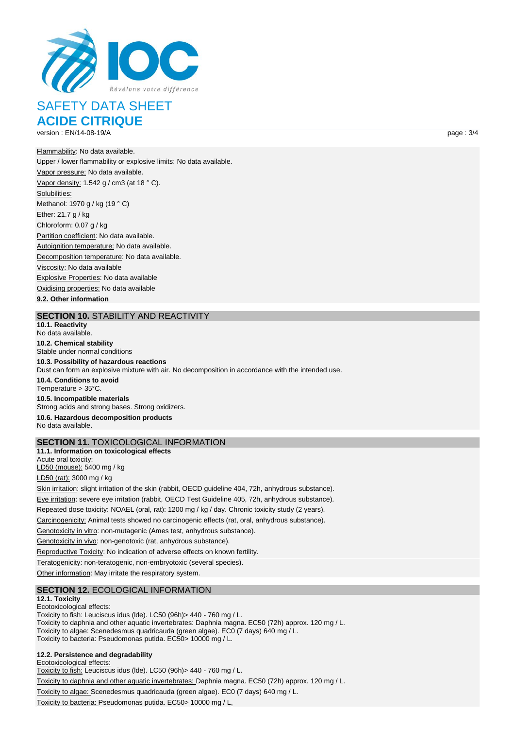Flammability: No data available.
Upper / lower flammability or explosive limits: No data available.
Vapor pressure: No data available.
Vapor density: 1.542 g / cm3 (at 18 ° C).
Solubilities:
Methanol: 1970 g / kg (19 ° C)
Ether: 21.7 g / kg
Chloroform: 0.07 g / kg
Partition coefficient: No data available.
Autoignition temperature: No data available.
Decomposition temperature: No data available.
Viscosity: No data available
Explosive Properties: No data available
Oxidising properties: No data available

**9.2. Other information**

## SECTION 10. STABILITY AND REACTIVITY

**10.1. Reactivity**
No data available.

**10.2. Chemical stability**
Stable under normal conditions

**10.3. Possibility of hazardous reactions**
Dust can form an explosive mixture with air. No decomposition in accordance with the intended use.

**10.4. Conditions to avoid**
Temperature > 35°C.

**10.5. Incompatible materials**
Strong acids and strong bases. Strong oxidizers.

**10.6. Hazardous decomposition products**
No data available.

## SECTION 11. TOXICOLOGICAL INFORMATION

**11.1. Information on toxicological effects**
Acute oral toxicity:
LD50 (mouse): 5400 mg / kg
LD50 (rat): 3000 mg / kg
Skin irritation: slight irritation of the skin (rabbit, OECD guideline 404, 72h, anhydrous substance).
Eye irritation: severe eye irritation (rabbit, OECD Test Guideline 405, 72h, anhydrous substance).
Repeated dose toxicity: NOAEL (oral, rat): 1200 mg / kg / day. Chronic toxicity study (2 years).
Carcinogenicity: Animal tests showed no carcinogenic effects (rat, oral, anhydrous substance).
Genotoxicity in vitro: non-mutagenic (Ames test, anhydrous substance).
Genotoxicity in vivo: non-genotoxic (rat, anhydrous substance).
Reproductive Toxicity: No indication of adverse effects on known fertility.
Teratogenicity: non-teratogenic, non-embryotoxic (several species).
Other information: May irritate the respiratory system.

## SECTION 12. ECOLOGICAL INFORMATION

**12.1. Toxicity**
Ecotoxicological effects:
Toxicity to fish: Leuciscus idus (Ide). LC50 (96h)> 440 - 760 mg / L.
Toxicity to daphnia and other aquatic invertebrates: Daphnia magna. EC50 (72h) approx. 120 mg / L.
Toxicity to algae: Scenedesmus quadricauda (green algae). EC0 (7 days) 640 mg / L.
Toxicity to bacteria: Pseudomonas putida. EC50> 10000 mg / L.

**12.2. Persistence and degradability**
Ecotoxicological effects:
Toxicity to fish: Leuciscus idus (Ide). LC50 (96h)> 440 - 760 mg / L.
Toxicity to daphnia and other aquatic invertebrates: Daphnia magna. EC50 (72h) approx. 120 mg / L.
Toxicity to algae: Scenedesmus quadricauda (green algae). EC0 (7 days) 640 mg / L.
Toxicity to bacteria: Pseudomonas putida. EC50> 10000 mg / L.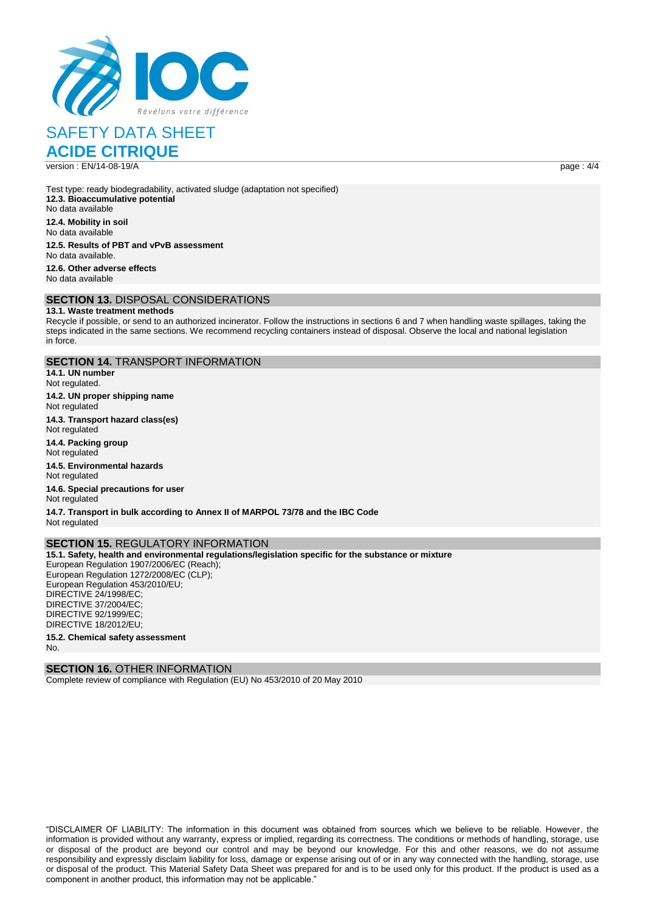Test type: ready biodegradability, activated sludge (adaptation not specified)

**12.3. Bioaccumulative potential**

No data available

**12.4. Mobility in soil**

No data available

**12.5. Results of PBT and vPvB assessment**

No data available.

**12.6. Other adverse effects**

No data available

## SECTION 13. DISPOSAL CONSIDERATIONS

**13.1. Waste treatment methods**

Recycle if possible, or send to an authorized incinerator. Follow the instructions in sections 6 and 7 when handling waste spillages, taking the steps indicated in the same sections. We recommend recycling containers instead of disposal. Observe the local and national legislation in force.

## SECTION 14. TRANSPORT INFORMATION

**14.1. UN number**

Not regulated.

**14.2. UN proper shipping name**

Not regulated

**14.3. Transport hazard class(es)**

Not regulated

**14.4. Packing group**

Not regulated

**14.5. Environmental hazards**

Not regulated

**14.6. Special precautions for user**

Not regulated

**14.7. Transport in bulk according to Annex II of MARPOL 73/78 and the IBC Code**

Not regulated

## SECTION 15. REGULATORY INFORMATION

**15.1. Safety, health and environmental regulations/legislation specific for the substance or mixture**

European Regulation 1907/2006/EC (Reach);
European Regulation 1272/2008/EC (CLP);
European Regulation 453/2010/EU;
DIRECTIVE 24/1998/EC;
DIRECTIVE 37/2004/EC;
DIRECTIVE 92/1999/EC;
DIRECTIVE 18/2012/EU;

**15.2. Chemical safety assessment**

No.

## SECTION 16. OTHER INFORMATION

Complete review of compliance with Regulation (EU) No 453/2010 of 20 May 2010

"DISCLAIMER OF LIABILITY: The information in this document was obtained from sources which we believe to be reliable. However, the information is provided without any warranty, express or implied, regarding its correctness. The conditions or methods of handling, storage, use or disposal of the product are beyond our control and may be beyond our knowledge. For this and other reasons, we do not assume responsibility and expressly disclaim liability for loss, damage or expense arising out of or in any way connected with the handling, storage, use or disposal of the product. This Material Safety Data Sheet was prepared for and is to be used only for this product. If the product is used as a component in another product, this information may not be applicable."